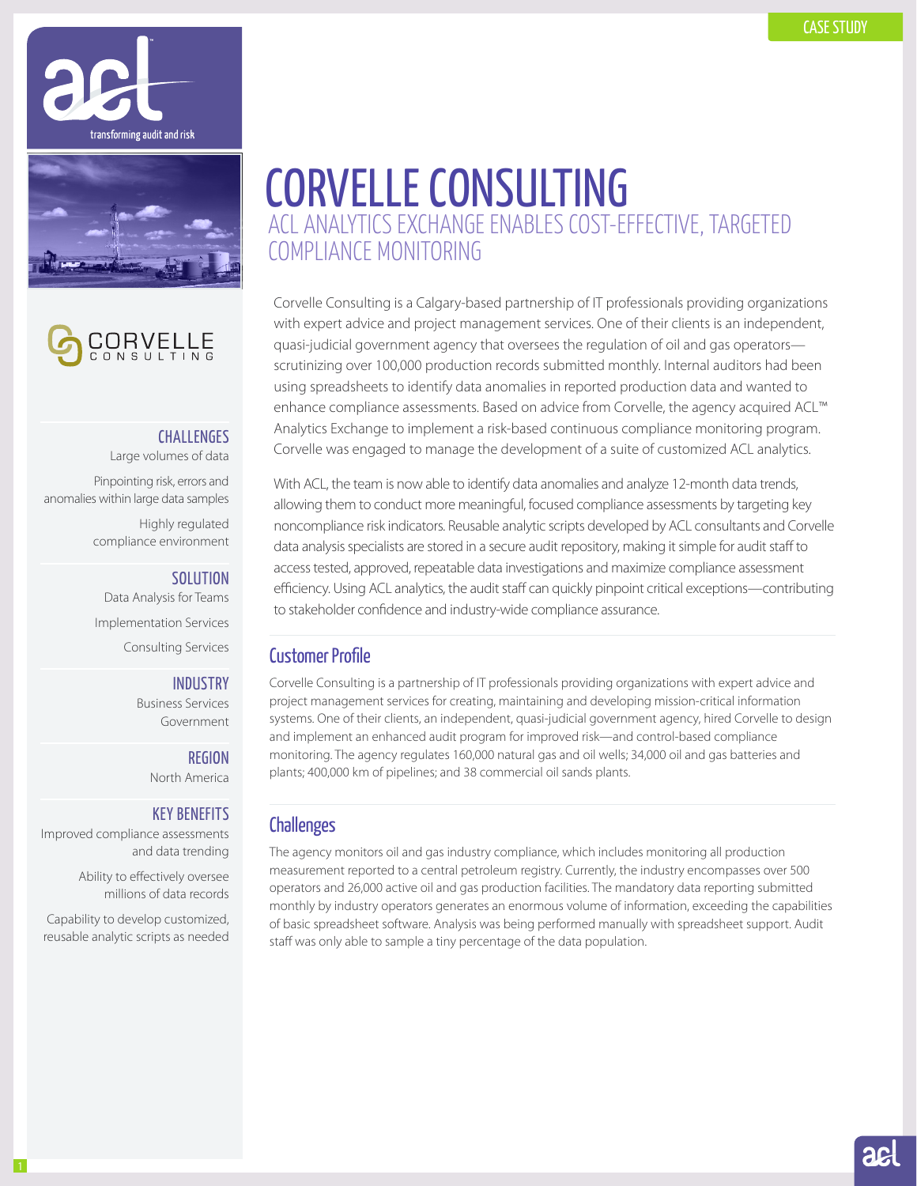CASE STUDY

# CORVELLE CONSULTING

## ACL ANALYTICS EXCHANGE ENABLES COST-EFFECTIVE, TARGETED COMPLIANCE MONITORING

Corvelle Consulting is a Calgary-based partnership of IT professionals providing organizations with expert advice and project management services. One of their clients is an independent, quasi-judicial government agency that oversees the regulation of oil and gas operators—scrutinizing over 100,000 production records submitted monthly. Internal auditors had been using spreadsheets to identify data anomalies in reported production data and wanted to enhance compliance assessments. Based on advice from Corvelle, the agency acquired ACL™ Analytics Exchange to implement a risk-based continuous compliance monitoring program. Corvelle was engaged to manage the development of a suite of customized ACL analytics.

With ACL, the team is now able to identify data anomalies and analyze 12-month data trends, allowing them to conduct more meaningful, focused compliance assessments by targeting key noncompliance risk indicators. Reusable analytic scripts developed by ACL consultants and Corvelle data analysis specialists are stored in a secure audit repository, making it simple for audit staff to access tested, approved, repeatable data investigations and maximize compliance assessment efficiency. Using ACL analytics, the audit staff can quickly pinpoint critical exceptions—contributing to stakeholder confidence and industry-wide compliance assurance.

### CHALLENGES

Large volumes of data

Pinpointing risk, errors and anomalies within large data samples

Highly regulated compliance environment

### SOLUTION

Data Analysis for Teams

Implementation Services

Consulting Services

### INDUSTRY

Business Services
Government

### REGION

North America

### KEY BENEFITS

Improved compliance assessments and data trending

Ability to effectively oversee millions of data records

Capability to develop customized, reusable analytic scripts as needed

## Customer Profile

Corvelle Consulting is a partnership of IT professionals providing organizations with expert advice and project management services for creating, maintaining and developing mission-critical information systems. One of their clients, an independent, quasi-judicial government agency, hired Corvelle to design and implement an enhanced audit program for improved risk—and control-based compliance monitoring. The agency regulates 160,000 natural gas and oil wells; 34,000 oil and gas batteries and plants; 400,000 km of pipelines; and 38 commercial oil sands plants.

## Challenges

The agency monitors oil and gas industry compliance, which includes monitoring all production measurement reported to a central petroleum registry. Currently, the industry encompasses over 500 operators and 26,000 active oil and gas production facilities. The mandatory data reporting submitted monthly by industry operators generates an enormous volume of information, exceeding the capabilities of basic spreadsheet software. Analysis was being performed manually with spreadsheet support. Audit staff was only able to sample a tiny percentage of the data population.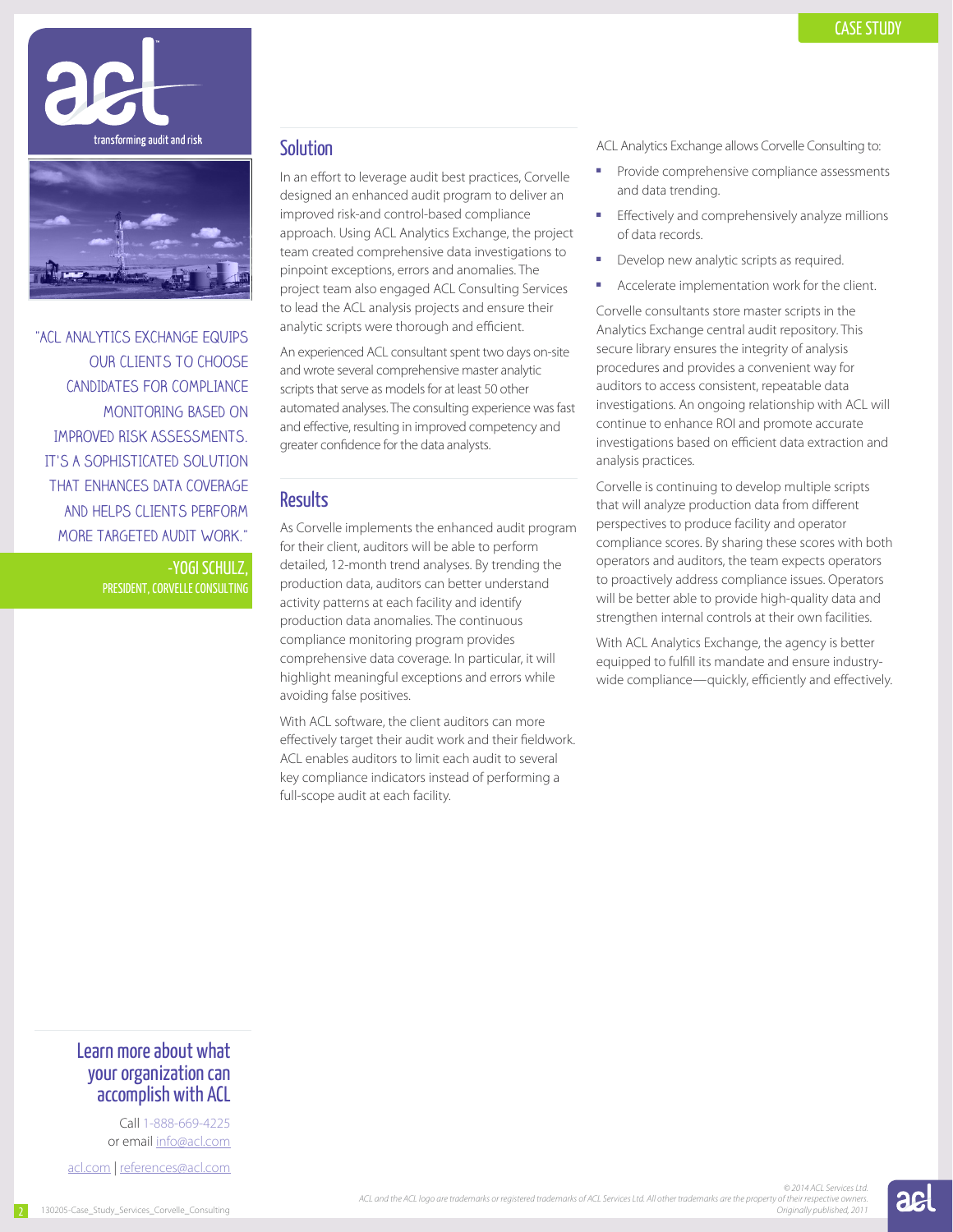CASE STUDY

"ACL ANALYTICS EXCHANGE EQUIPS OUR CLIENTS TO CHOOSE CANDIDATES FOR COMPLIANCE MONITORING BASED ON IMPROVED RISK ASSESSMENTS. IT'S A SOPHISTICATED SOLUTION THAT ENHANCES DATA COVERAGE AND HELPS CLIENTS PERFORM MORE TARGETED AUDIT WORK."

-YOGI SCHULZ,
PRESIDENT, CORVELLE CONSULTING

## Solution

In an effort to leverage audit best practices, Corvelle designed an enhanced audit program to deliver an improved risk-and control-based compliance approach. Using ACL Analytics Exchange, the project team created comprehensive data investigations to pinpoint exceptions, errors and anomalies. The project team also engaged ACL Consulting Services to lead the ACL analysis projects and ensure their analytic scripts were thorough and efficient.

An experienced ACL consultant spent two days on-site and wrote several comprehensive master analytic scripts that serve as models for at least 50 other automated analyses. The consulting experience was fast and effective, resulting in improved competency and greater confidence for the data analysts.

## Results

As Corvelle implements the enhanced audit program for their client, auditors will be able to perform detailed, 12-month trend analyses. By trending the production data, auditors can better understand activity patterns at each facility and identify production data anomalies. The continuous compliance monitoring program provides comprehensive data coverage. In particular, it will highlight meaningful exceptions and errors while avoiding false positives.

With ACL software, the client auditors can more effectively target their audit work and their fieldwork. ACL enables auditors to limit each audit to several key compliance indicators instead of performing a full-scope audit at each facility.

ACL Analytics Exchange allows Corvelle Consulting to:

- Provide comprehensive compliance assessments and data trending.
- Effectively and comprehensively analyze millions of data records.
- Develop new analytic scripts as required.
- Accelerate implementation work for the client.

Corvelle consultants store master scripts in the Analytics Exchange central audit repository. This secure library ensures the integrity of analysis procedures and provides a convenient way for auditors to access consistent, repeatable data investigations. An ongoing relationship with ACL will continue to enhance ROI and promote accurate investigations based on efficient data extraction and analysis practices.

Corvelle is continuing to develop multiple scripts that will analyze production data from different perspectives to produce facility and operator compliance scores. By sharing these scores with both operators and auditors, the team expects operators to proactively address compliance issues. Operators will be better able to provide high-quality data and strengthen internal controls at their own facilities.

With ACL Analytics Exchange, the agency is better equipped to fulfill its mandate and ensure industry-wide compliance—quickly, efficiently and effectively.

### Learn more about what your organization can accomplish with ACL

Call 1-888-669-4225
or email info@acl.com

acl.com | references@acl.com

© 2014 ACL Services Ltd.
ACL and the ACL logo are trademarks or registered trademarks of ACL Services Ltd. All other trademarks are the property of their respective owners.
Originally published, 2011

130205-Case_Study_Services_Corvelle_Consulting